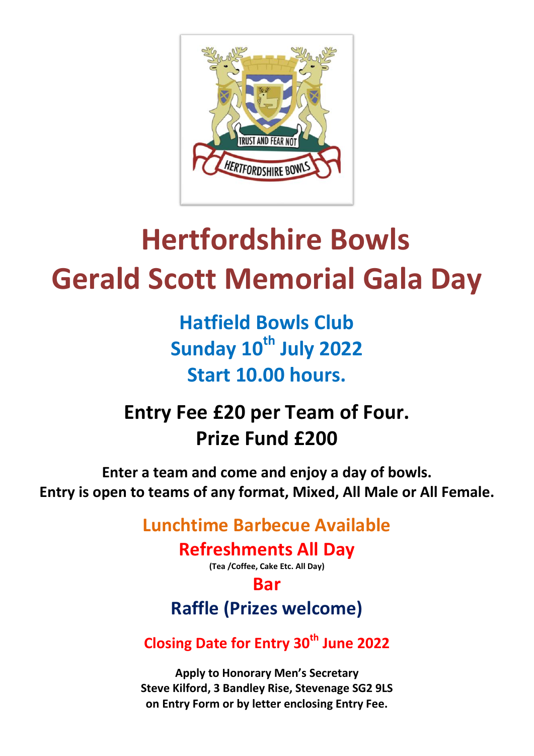# Hertfordshire Bowls
# Gerald Scott Memorial Gala Day

## Hatfield Bowls Club
## Sunday 10th July 2022
## Start 10.00 hours.

## Entry Fee £20 per Team of Four.
## Prize Fund £200

**Enter a team and come and enjoy a day of bowls.**
**Entry is open to teams of any format, Mixed, All Male or All Female.**

### Lunchtime Barbecue Available

### Refreshments All Day

**(Tea /Coffee, Cake Etc. All Day)**

### Bar

### Raffle (Prizes welcome)

**Closing Date for Entry 30th June 2022**

**Apply to Honorary Men's Secretary**
**Steve Kilford, 3 Bandley Rise, Stevenage SG2 9LS**
**on Entry Form or by letter enclosing Entry Fee.**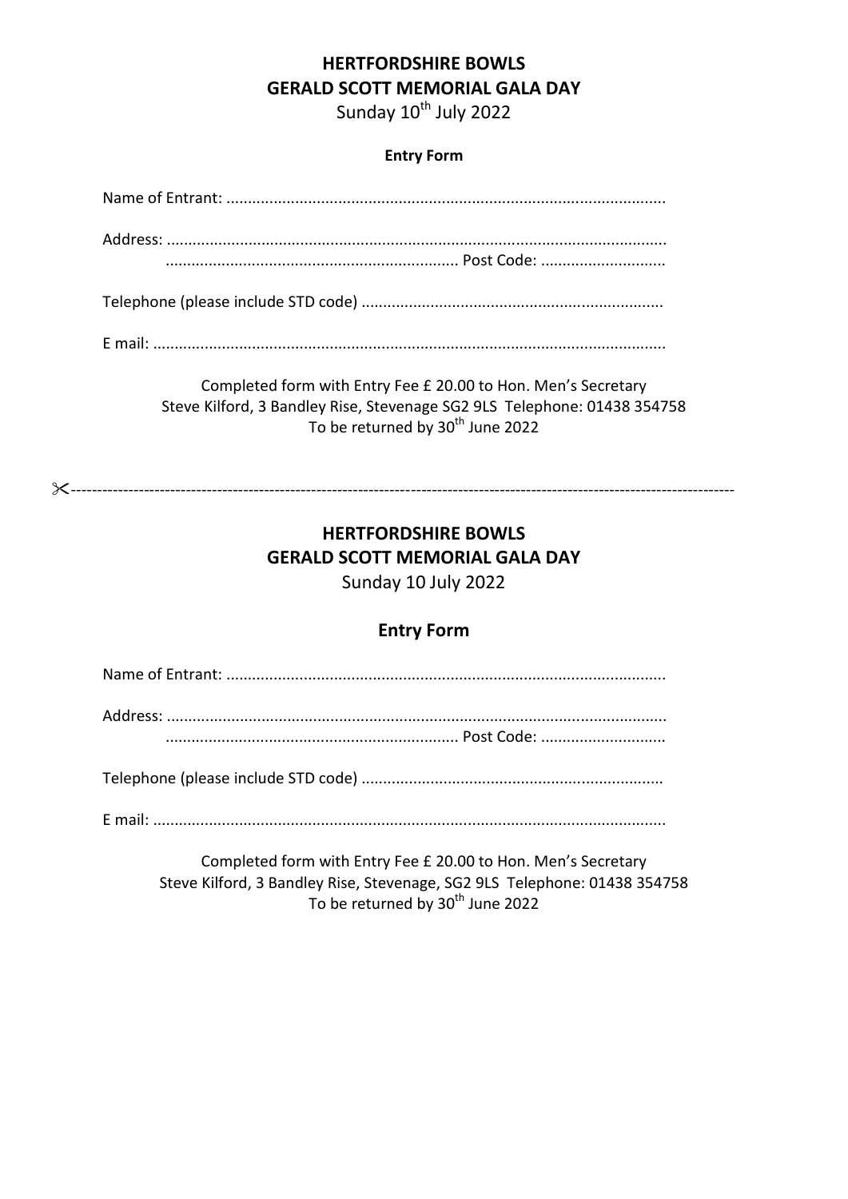**HERTFORDSHIRE BOWLS**
**GERALD SCOTT MEMORIAL GALA DAY**
Sunday 10th July 2022

**Entry Form**

Name of Entrant: ......................................................................................................

Address: ...................................................................................................................
.................................................................... Post Code: .............................

Telephone (please include STD code) .....................................................................

E mail: .......................................................................................................................

Completed form with Entry Fee £ 20.00 to Hon. Men's Secretary
Steve Kilford, 3 Bandley Rise, Stevenage SG2 9LS Telephone: 01438 354758
To be returned by 30th June 2022

✂-------------------------------------------------------------------------------------------------------------------------

**HERTFORDSHIRE BOWLS**
**GERALD SCOTT MEMORIAL GALA DAY**
Sunday 10 July 2022

**Entry Form**

Name of Entrant: ......................................................................................................

Address: ...................................................................................................................
.................................................................... Post Code: .............................

Telephone (please include STD code) .....................................................................

E mail: .......................................................................................................................

Completed form with Entry Fee £ 20.00 to Hon. Men's Secretary
Steve Kilford, 3 Bandley Rise, Stevenage, SG2 9LS Telephone: 01438 354758
To be returned by 30th June 2022